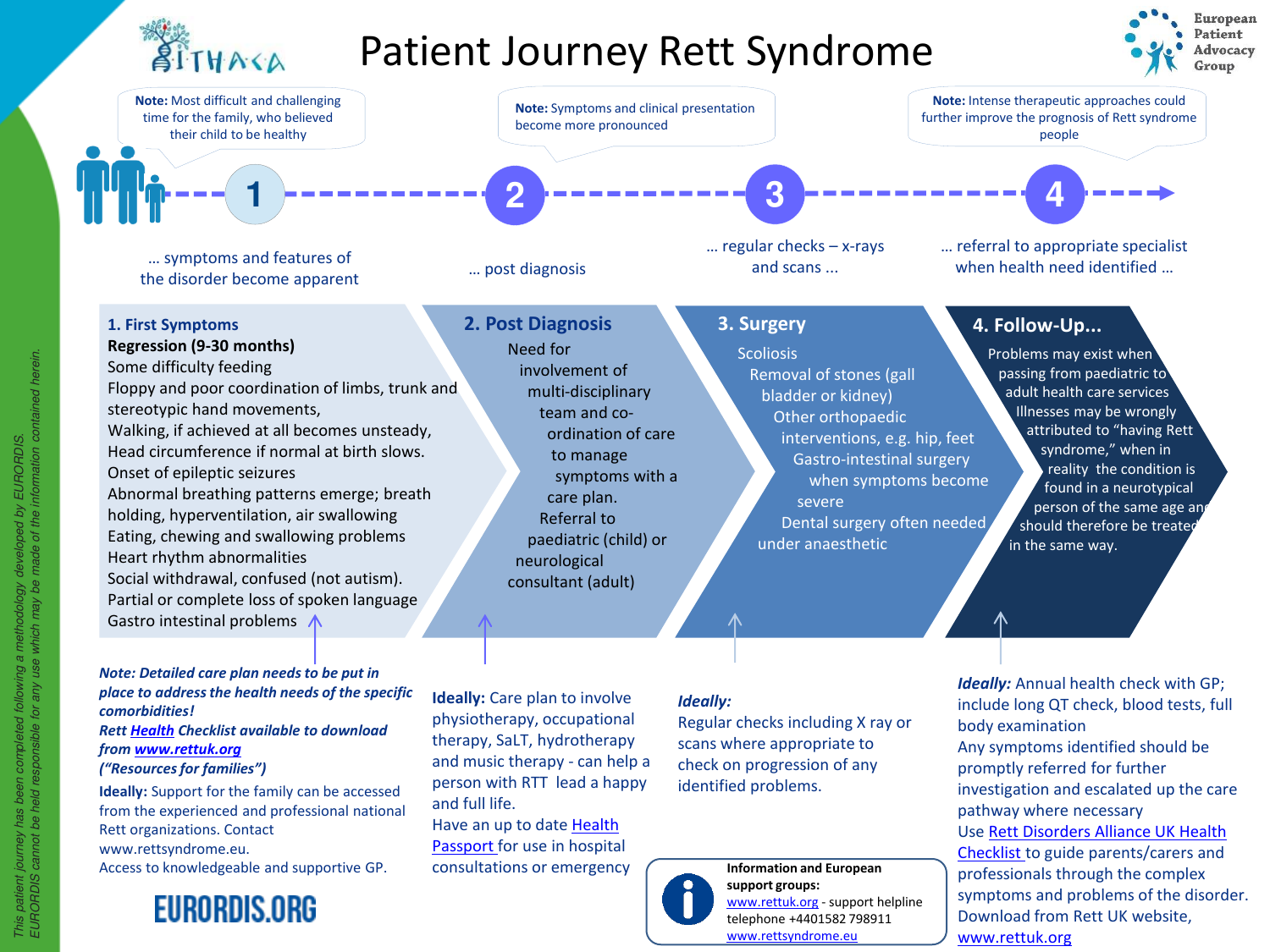# Patient Journey Rett Syndrome

European Patient Advocacy Group

**Note:** Most difficult and challenging time for the family, who believed their child to be healthy

**Note:** Symptoms and clinical presentation become more pronounced

**Note:** Intense therapeutic approaches could further improve the prognosis of Rett syndrome people

1 … symptoms and features of the disorder become apparent

2 … post diagnosis

3 … regular checks – x-rays and scans …

4 … referral to appropriate specialist when health need identified …

## 1. First Symptoms

**Regression (9-30 months)**

Some difficulty feeding
Floppy and poor coordination of limbs, trunk and stereotypic hand movements,
Walking, if achieved at all becomes unsteady,
Head circumference if normal at birth slows.
Onset of epileptic seizures
Abnormal breathing patterns emerge; breath holding, hyperventilation, air swallowing
Eating, chewing and swallowing problems
Heart rhythm abnormalities
Social withdrawal, confused (not autism).
Partial or complete loss of spoken language
Gastro intestinal problems

***Note: Detailed care plan needs to be put in place to address the health needs of the specific comorbidities!***
***Rett Health Checklist available to download from www.rettuk.org***
***("Resources for families")***

**Ideally:** Support for the family can be accessed from the knowledgeable and professional national Rett organizations. Contact www.rettsyndrome.eu.
Access to knowledgeable and supportive GP.

## 2. Post Diagnosis

Need for involvement of multi-disciplinary team and co-ordination of care to manage symptoms with a care plan.
Referral to paediatric (child) or neurological consultant (adult)

**Ideally:** Care plan to involve physiotherapy, occupational therapy, SaLT, hydrotherapy and music therapy - can help a person with RTT lead a happy and full life.
Have an up to date Health Passport for use in hospital consultations or emergency

## 3. Surgery

Scoliosis
Removal of stones (gall bladder or kidney)
Other orthopaedic interventions, e.g. hip, feet
Gastro-intestinal surgery when symptoms become severe
Dental surgery often needed under anaesthetic

***Ideally:***
Regular checks including X ray or scans where appropriate to check on progression of any identified problems.

## 4. Follow-Up...

Problems may exist when passing from paediatric to adult health care services
Illnesses may be wrongly attributed to "having Rett syndrome," when in reality the condition is found in a neurotypical person of the same age and should therefore be treated in the same way.

***Ideally:*** Annual health check with GP; include long QT check, blood tests, full body examination
Any symptoms identified should be promptly referred for further investigation and escalated up the care pathway where necessary
Use Rett Disorders Alliance UK Health Checklist to guide parents/carers and professionals through the complex symptoms and problems of the disorder.
Download from Rett UK website, www.rettuk.org

**Information and European support groups:**
www.rettuk.org - support helpline telephone +4401582 798911
www.rettsyndrome.eu

EURORDIS.ORG

*This patient journey has been completed following a methodology developed by EURORDIS. EURORDIS cannot be held responsible for any use which may be made of the information contained herein.*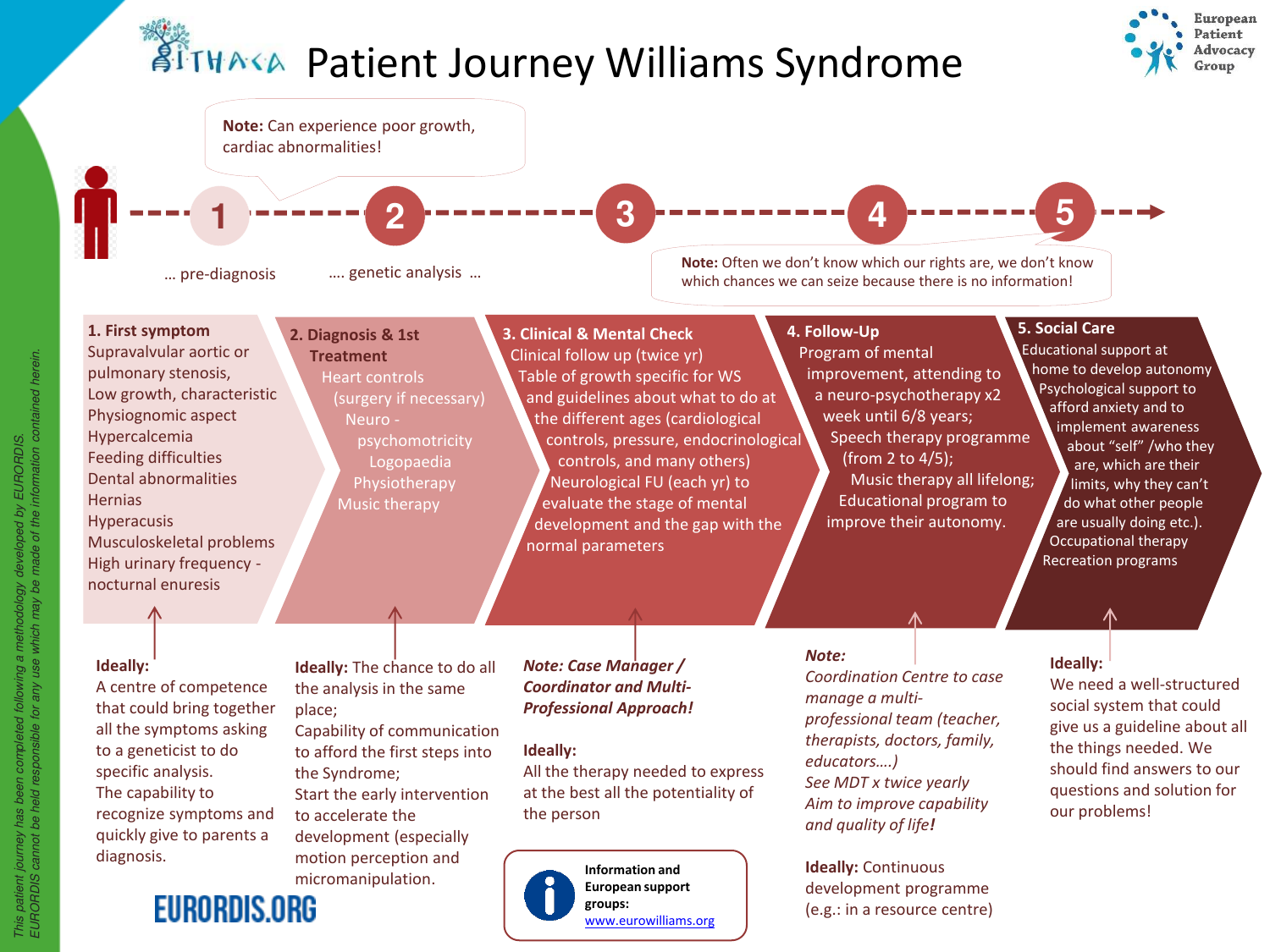# Patient Journey Williams Syndrome

European Patient Advocacy Group

**Note:** Can experience poor growth, cardiac abnormalities!

1 … pre-diagnosis — 2 …. genetic analysis … — 3 — 4 — 5

**Note:** Often we don't know which our rights are, we don't know which chances we can seize because there is no information!

## 1. First symptom

Supravalvular aortic or pulmonary stenosis,
Low growth, characteristic Physiognomic aspect
Hypercalcemia
Feeding difficulties
Dental abnormalities
Hernias
Hyperacusis
Musculoskeletal problems
High urinary frequency - nocturnal enuresis

**Ideally:**
A centre of competence that could bring together all the symptoms asking to a geneticist to do specific analysis.
The capability to recognize symptoms and quickly give to parents a diagnosis.

## 2. Diagnosis & 1st Treatment

Heart controls
(surgery if necessary)
Neuro - psychomotricity
Logopaedia
Physiotherapy
Music therapy

**Ideally:** The chance to do all the analysis in the same place;
Capability of communication to afford the first steps into the Syndrome;
Start the early intervention to accelerate the development (especially motion perception and micromanipulation.

## 3. Clinical & Mental Check

Clinical follow up (twice yr)
Table of growth specific for WS and guidelines about what to do at the different ages (cardiological controls, pressure, endocrinological controls, and many others)
Neurological FU (each yr) to evaluate the stage of mental development and the gap with the normal parameters

***Note: Case Manager / Coordinator and Multi-Professional Approach!***

**Ideally:**
All the therapy needed to express at the best all the potentiality of the person

**Information and European support groups:**
www.eurowilliams.org

## 4. Follow-Up

Program of mental improvement, attending to a neuro-psychotherapy x2 week until 6/8 years;
Speech therapy programme (from 2 to 4/5);
Music therapy all lifelong;
Educational program to improve their autonomy.

***Note:***
*Coordination Centre to case manage a multi-professional team (teacher, therapists, doctors, family, educators….)*
*See MDT x twice yearly*
*Aim to improve capability and quality of life!*

**Ideally:** Continuous development programme (e.g.: in a resource centre)

## 5. Social Care

Educational support at home to develop autonomy
Psychological support to afford anxiety and to implement awareness about "self" /who they are, which are their limits, why they can't do what other people are usually doing etc.).
Occupational therapy
Recreation programs

**Ideally:**
We need a well-structured social system that could give us a guideline about all the things needed. We should find answers to our questions and solution for our problems!

EURORDIS.ORG

*This patient journey has been completed following a methodology developed by EURORDIS. EURORDIS cannot be held responsible for any use which may be made of the information contained herein.*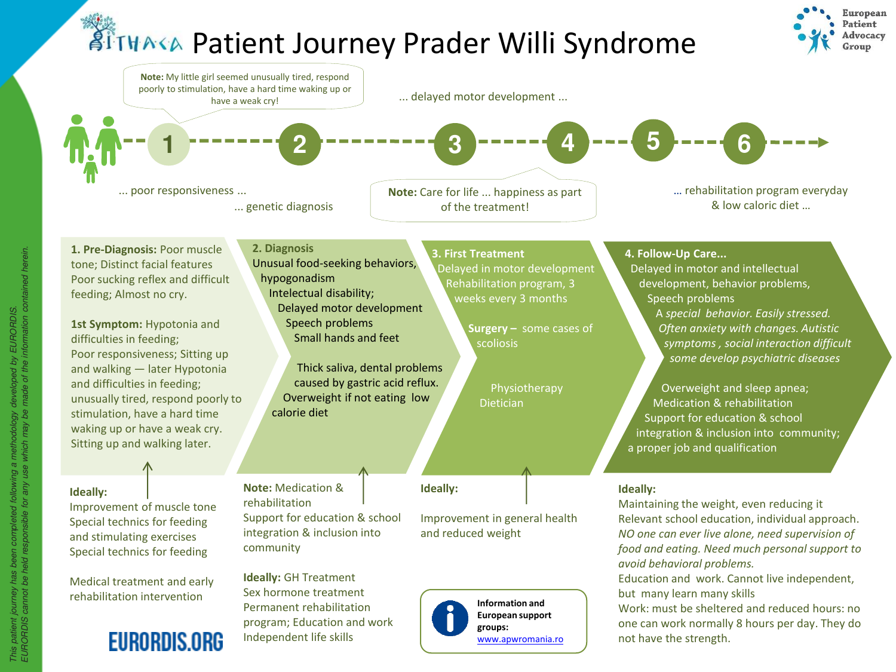# Patient Journey Prader Willi Syndrome

European Patient Advocacy Group

**Note:** My little girl seemed unusually tired, respond poorly to stimulation, have a hard time waking up or have a weak cry!

... delayed motor development ...

1 — 2 — 3 — 4 — 5 — 6

... poor responsiveness ...

... genetic diagnosis

**Note:** Care for life ... happiness as part of the treatment!

... rehabilitation program everyday & low caloric diet ...

## 1. Pre-Diagnosis

**1. Pre-Diagnosis:** Poor muscle tone; Distinct facial features Poor sucking reflex and difficult feeding; Almost no cry.

**1st Symptom:** Hypotonia and difficulties in feeding; Poor responsiveness; Sitting up and walking — later Hypotonia and difficulties in feeding; unusually tired, respond poorly to stimulation, have a hard time waking up or have a weak cry. Sitting up and walking later.

**Ideally:**
Improvement of muscle tone
Special technics for feeding and stimulating exercises
Special technics for feeding

Medical treatment and early rehabilitation intervention

## 2. Diagnosis

Unusual food-seeking behaviors, hypogonadism
Intelectual disability;
Delayed motor development
Speech problems
Small hands and feet

Thick saliva, dental problems caused by gastric acid reflux.
Overweight if not eating low calorie diet

**Note:** Medication & rehabilitation
Support for education & school integration & inclusion into community

**Ideally:** GH Treatment
Sex hormone treatment
Permanent rehabilitation program; Education and work
Independent life skills

## 3. First Treatment

Delayed in motor development
Rehabilitation program, 3 weeks every 3 months

**Surgery –** some cases of scoliosis

Physiotherapy
Dietician

**Ideally:**

Improvement in general health and reduced weight

**Information and European support groups:**
www.apwromania.ro

## 4. Follow-Up Care...

Delayed in motor and intellectual development, behavior problems, Speech problems
*A special behavior. Easily stressed. Often anxiety with changes. Autistic symptoms , social interaction difficult some develop psychiatric diseases*

Overweight and sleep apnea;
Medication & rehabilitation
Support for education & school integration & inclusion into community;
a proper job and qualification

**Ideally:**
Maintaining the weight, even reducing it
Relevant school education, individual approach.
*NO one can ever live alone, need supervision of food and eating. Need much personal support to avoid behavioral problems.*
Education and work. Cannot live independent, but many learn many skills
Work: must be sheltered and reduced hours: no one can work normally 8 hours per day. They do not have the strength.

EURORDIS.ORG

*This patient journey has been completed following a methodology developed by EURORDIS. EURORDIS cannot be held responsible for any use which may be made of the information contained herein.*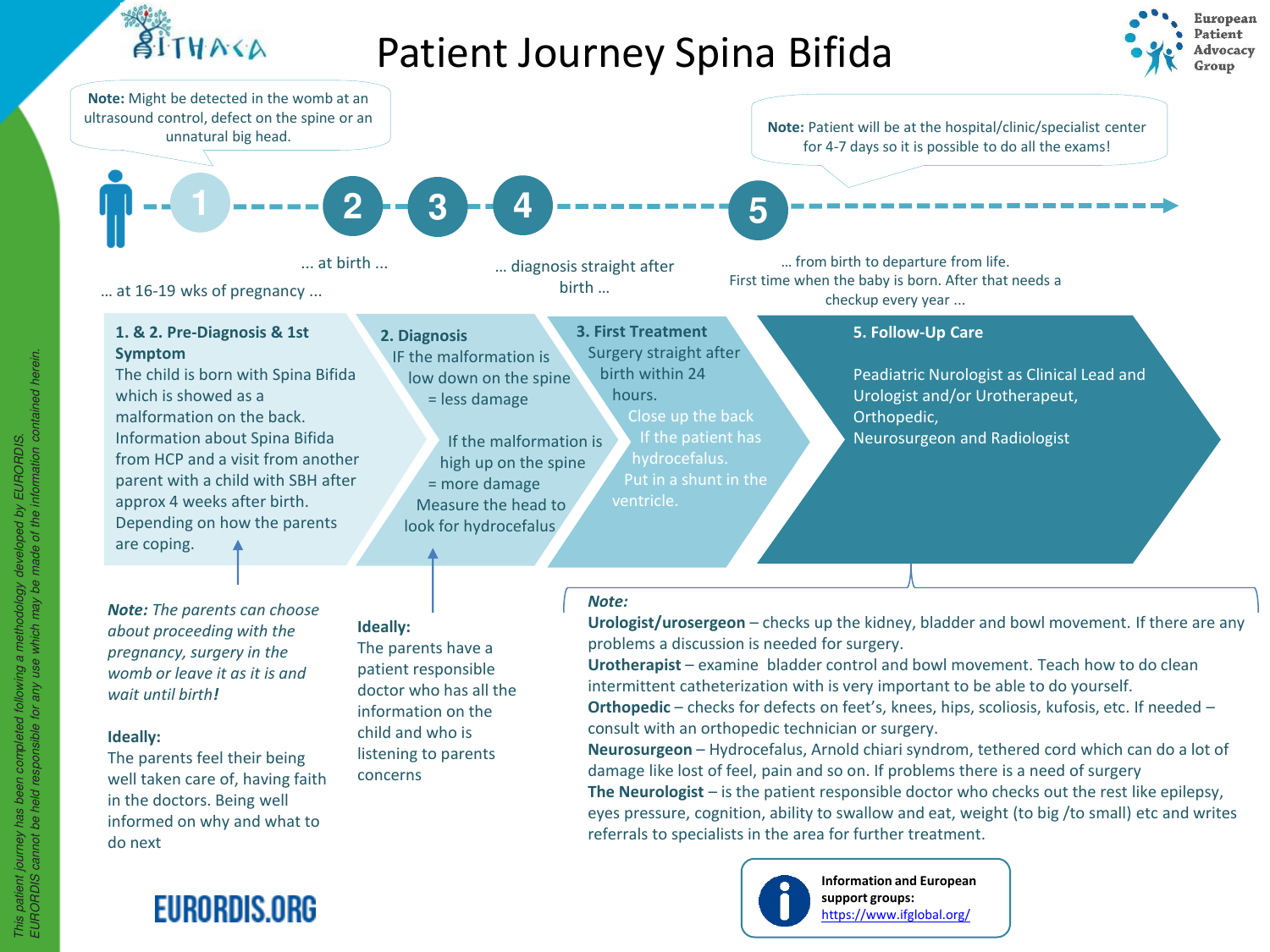# Patient Journey Spina Bifida

**Note:** Might be detected in the womb at an ultrasound control, defect on the spine or an unnatural big head.

**Note:** Patient will be at the hospital/clinic/specialist center for 4-7 days so it is possible to do all the exams!

1 ... at 16-19 wks of pregnancy ...

2 ... at birth ...

3

4 ... diagnosis straight after birth ...

5 ... from birth to departure from life. First time when the baby is born. After that needs a checkup every year ...

## 1. & 2. Pre-Diagnosis & 1st Symptom

The child is born with Spina Bifida which is showed as a malformation on the back. Information about Spina Bifida from HCP and a visit from another parent with a child with SBH after approx 4 weeks after birth. Depending on how the parents are coping.

*Note: The parents can choose about proceeding with the pregnancy, surgery in the womb or leave it as it is and wait until birth!*

**Ideally:**
The parents feel their being well taken care of, having faith in the doctors. Being well informed on why and what to do next

## 2. Diagnosis

IF the malformation is low down on the spine = less damage

If the malformation is high up on the spine = more damage

Measure the head to look for hydrocefalus

**Ideally:**
The parents have a patient responsible doctor who has all the information on the child and who is listening to parents concerns

## 3. First Treatment

Surgery straight after birth within 24 hours.

Close up the back

If the patient has hydrocefalus. Put in a shunt in the ventricle.

## 5. Follow-Up Care

Peadiatric Nurologist as Clinical Lead and Urologist and/or Urotherapeut, Orthopedic, Neurosurgeon and Radiologist

*Note:*
**Urologist/urosergeon** – checks up the kidney, bladder and bowl movement. If there are any problems a discussion is needed for surgery.
**Urotherapist** – examine bladder control and bowl movement. Teach how to do clean intermittent catheterization with is very important to be able to do yourself.
**Orthopedic** – checks for defects on feet's, knees, hips, scoliosis, kufosis, etc. If needed – consult with an orthopedic technician or surgery.
**Neurosurgeon** – Hydrocefalus, Arnold chiari syndrom, tethered cord which can do a lot of damage like lost of feel, pain and so on. If problems there is a need of surgery
**The Neurologist** – is the patient responsible doctor who checks out the rest like epilepsy, eyes pressure, cognition, ability to swallow and eat, weight (to big /to small) etc and writes referrals to specialists in the area for further treatment.

**Information and European support groups:**
https://www.ifglobal.org/

EURORDIS.ORG

*This patient journey has been completed following a methodology developed by EURORDIS. EURORDIS cannot be held responsible for any use which may be made of the information contained herein.*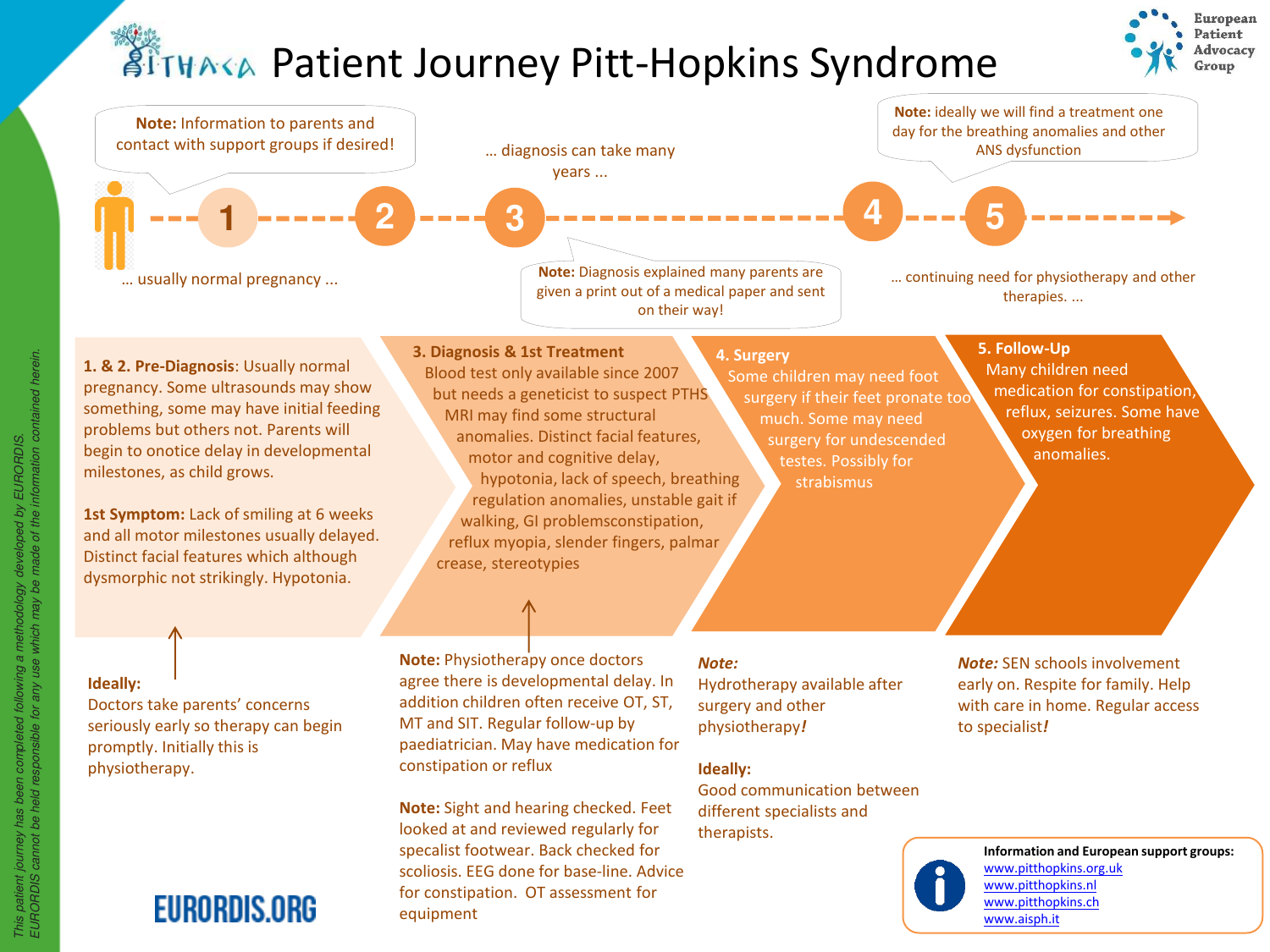# Patient Journey Pitt-Hopkins Syndrome

**Note:** Information to parents and contact with support groups if desired!

… diagnosis can take many years …

**Note:** ideally we will find a treatment one day for the breathing anomalies and other ANS dysfunction

1 2 3 4 5

… usually normal pregnancy …

**Note:** Diagnosis explained many parents are given a print out of a medical paper and sent on their way!

… continuing need for physiotherapy and other therapies. …

**1. & 2. Pre-Diagnosis**: Usually normal pregnancy. Some ultrasounds may show something, some may have initial feeding problems but others not. Parents will begin to onotice delay in developmental milestones, as child grows.

**1st Symptom:** Lack of smiling at 6 weeks and all motor milestones usually delayed. Distinct facial features which although dysmorphic not strikingly. Hypotonia.

**Ideally:**
Doctors take parents' concerns seriously early so therapy can begin promptly. Initially this is physiotherapy.

**3. Diagnosis & 1st Treatment**
Blood test only available since 2007 but needs a geneticist to suspect PTHS MRI may find some structural anomalies. Distinct facial features, motor and cognitive delay, hypotonia, lack of speech, breathing regulation anomalies, unstable gait if walking, GI problemsconstipation, reflux myopia, slender fingers, palmar crease, stereotypies

**Note:** Physiotherapy once doctors agree there is developmental delay. In addition children often receive OT, ST, MT and SIT. Regular follow-up by paediatrician. May have medication for constipation or reflux

**Note:** Sight and hearing checked. Feet looked at and reviewed regularly for specalist footwear. Back checked for scoliosis. EEG done for base-line. Advice for constipation. OT assessment for equipment

**4. Surgery**
Some children may need foot surgery if their feet pronate too much. Some may need surgery for undescended testes. Possibly for strabismus

***Note:***
Hydrotherapy available after surgery and other physiotherapy***!***

**Ideally:**
Good communication between different specialists and therapists.

**5. Follow-Up**
Many children need medication for constipation, reflux, seizures. Some have oxygen for breathing anomalies.

***Note:*** SEN schools involvement early on. Respite for family. Help with care in home. Regular access to specialist***!***

**Information and European support groups:**
www.pitthopkins.org.uk
www.pitthopkins.nl
www.pitthopkins.ch
www.aisph.it

EURORDIS.ORG

*This patient journey has been completed following a methodology developed by EURORDIS. EURORDIS cannot be held responsible for any use which may be made of the information contained herein.*